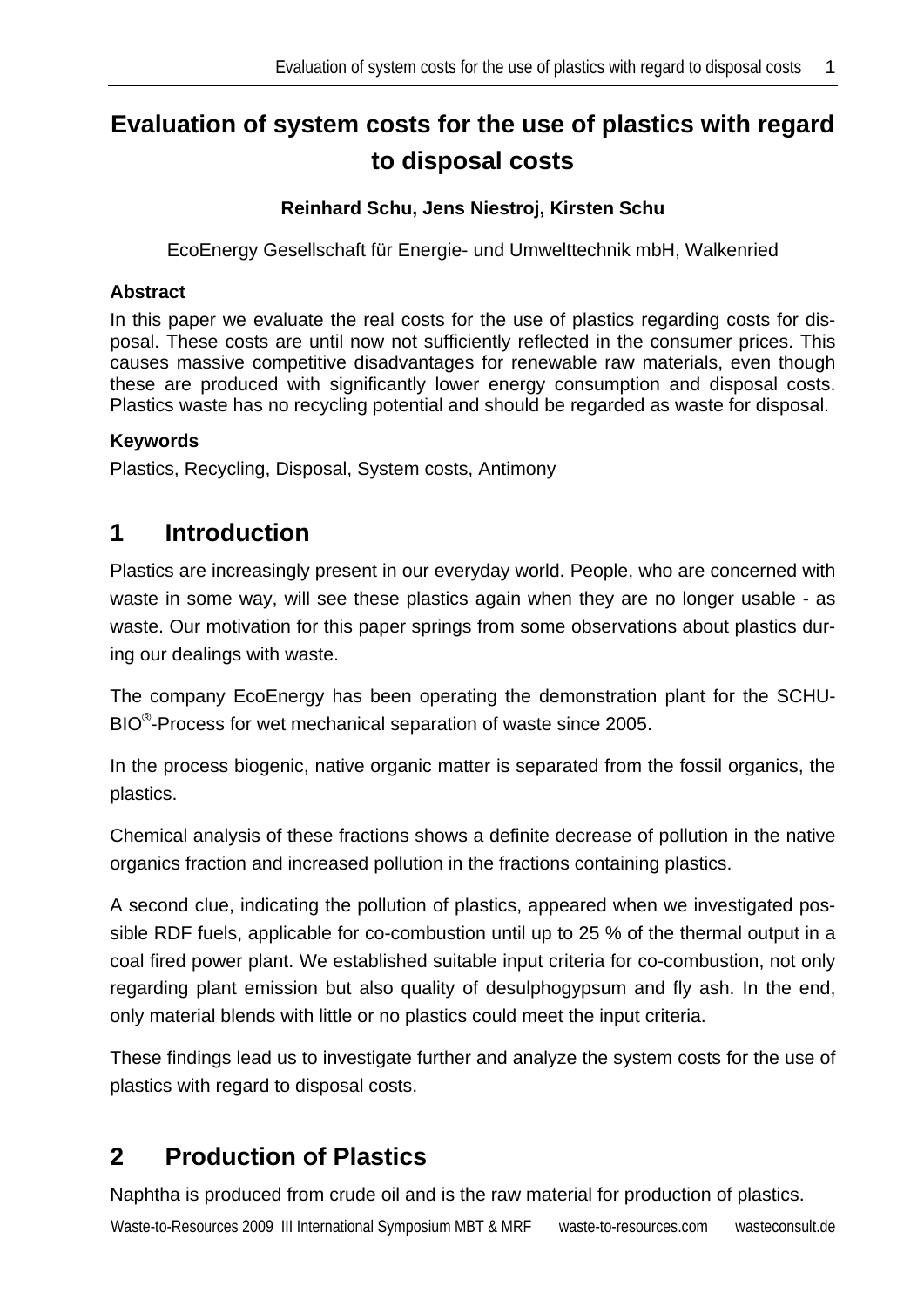# Evaluation of system costs for the use of plastics with regard to disposal costs

**Reinhard Schu, Jens Niestroj, Kirsten Schu**

EcoEnergy Gesellschaft für Energie- und Umwelttechnik mbH, Walkenried

**Abstract**

In this paper we evaluate the real costs for the use of plastics regarding costs for disposal. These costs are until now not sufficiently reflected in the consumer prices. This causes massive competitive disadvantages for renewable raw materials, even though these are produced with significantly lower energy consumption and disposal costs. Plastics waste has no recycling potential and should be regarded as waste for disposal.

**Keywords**

Plastics, Recycling, Disposal, System costs, Antimony

## 1 Introduction

Plastics are increasingly present in our everyday world. People, who are concerned with waste in some way, will see these plastics again when they are no longer usable - as waste. Our motivation for this paper springs from some observations about plastics during our dealings with waste.

The company EcoEnergy has been operating the demonstration plant for the SCHU-BIO®-Process for wet mechanical separation of waste since 2005.

In the process biogenic, native organic matter is separated from the fossil organics, the plastics.

Chemical analysis of these fractions shows a definite decrease of pollution in the native organics fraction and increased pollution in the fractions containing plastics.

A second clue, indicating the pollution of plastics, appeared when we investigated possible RDF fuels, applicable for co-combustion until up to 25 % of the thermal output in a coal fired power plant. We established suitable input criteria for co-combustion, not only regarding plant emission but also quality of desulphogypsum and fly ash. In the end, only material blends with little or no plastics could meet the input criteria.

These findings lead us to investigate further and analyze the system costs for the use of plastics with regard to disposal costs.

## 2 Production of Plastics

Naphtha is produced from crude oil and is the raw material for production of plastics.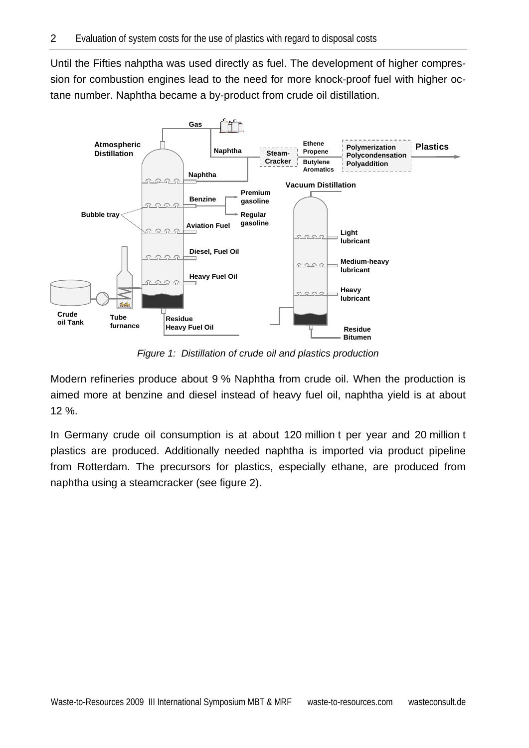Until the Fifties nahptha was used directly as fuel. The development of higher compression for combustion engines lead to the need for more knock-proof fuel with higher octane number. Naphtha became a by-product from crude oil distillation.

*Figure 1: Distillation of crude oil and plastics production*

Modern refineries produce about 9 % Naphtha from crude oil. When the production is aimed more at benzine and diesel instead of heavy fuel oil, naphtha yield is at about 12 %.

In Germany crude oil consumption is at about 120 million t per year and 20 million t plastics are produced. Additionally needed naphtha is imported via product pipeline from Rotterdam. The precursors for plastics, especially ethane, are produced from naphtha using a steamcracker (see figure 2).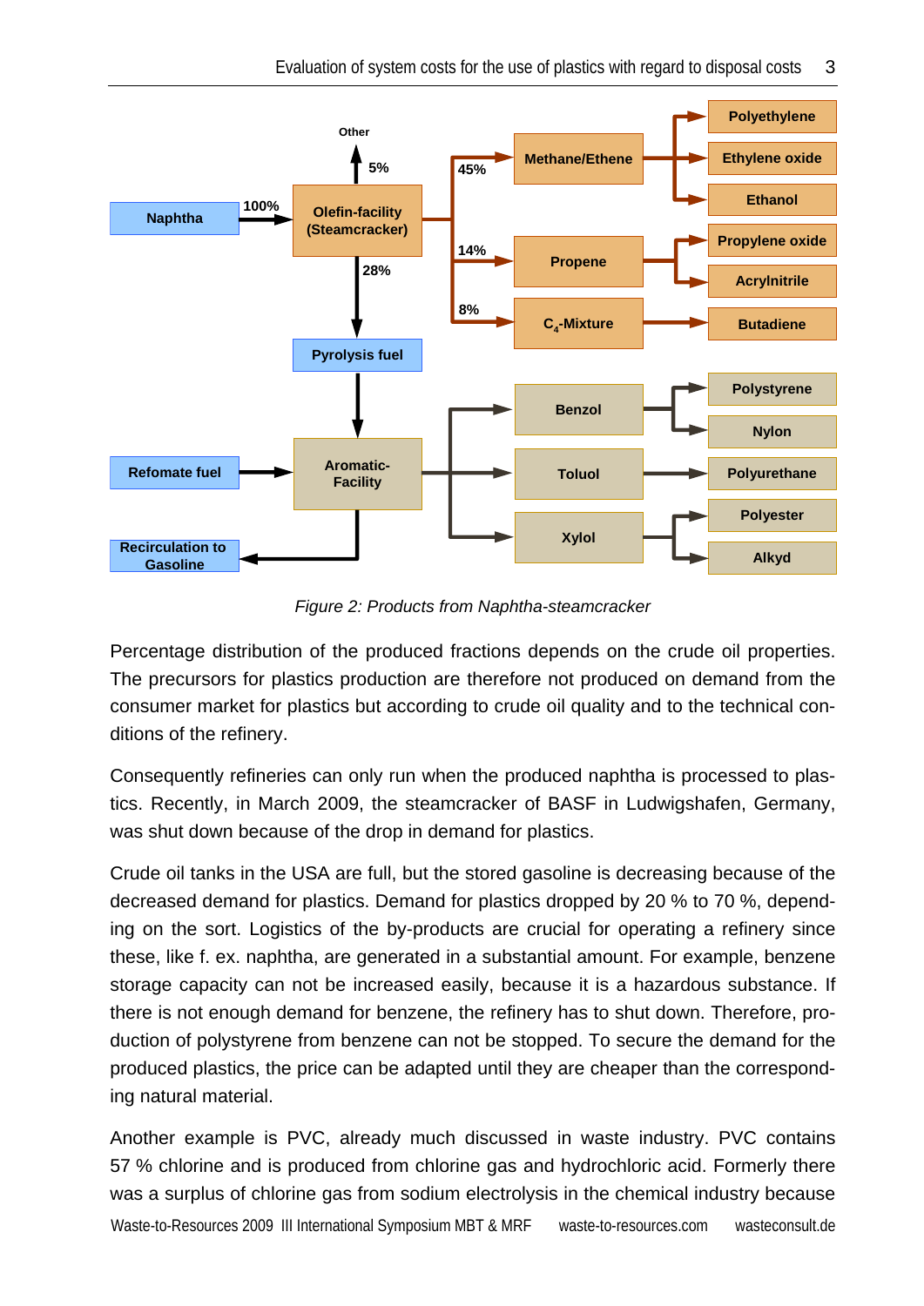*Figure 2: Products from Naphtha-steamcracker*

Percentage distribution of the produced fractions depends on the crude oil properties. The precursors for plastics production are therefore not produced on demand from the consumer market for plastics but according to crude oil quality and to the technical conditions of the refinery.

Consequently refineries can only run when the produced naphtha is processed to plastics. Recently, in March 2009, the steamcracker of BASF in Ludwigshafen, Germany, was shut down because of the drop in demand for plastics.

Crude oil tanks in the USA are full, but the stored gasoline is decreasing because of the decreased demand for plastics. Demand for plastics dropped by 20 % to 70 %, depending on the sort. Logistics of the by-products are crucial for operating a refinery since these, like f. ex. naphtha, are generated in a substantial amount. For example, benzene storage capacity can not be increased easily, because it is a hazardous substance. If there is not enough demand for benzene, the refinery has to shut down. Therefore, production of polystyrene from benzene can not be stopped. To secure the demand for the produced plastics, the price can be adapted until they are cheaper than the corresponding natural material.

Another example is PVC, already much discussed in waste industry. PVC contains 57 % chlorine and is produced from chlorine gas and hydrochloric acid. Formerly there was a surplus of chlorine gas from sodium electrolysis in the chemical industry because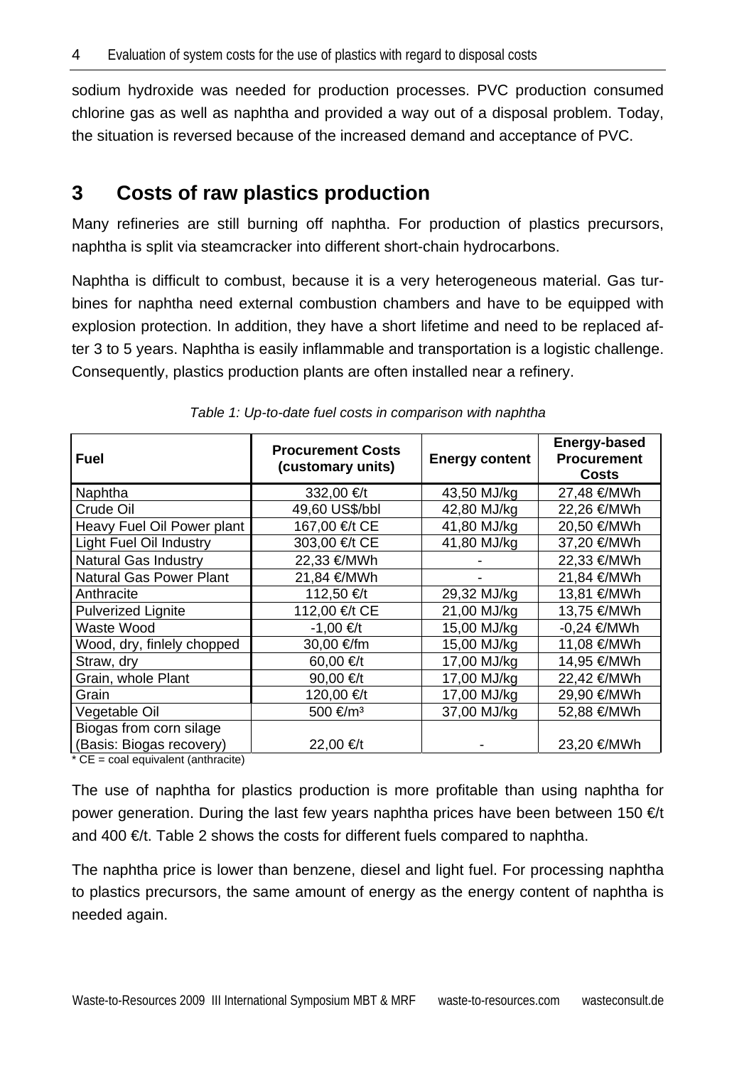sodium hydroxide was needed for production processes. PVC production consumed chlorine gas as well as naphtha and provided a way out of a disposal problem. Today, the situation is reversed because of the increased demand and acceptance of PVC.

## 3 Costs of raw plastics production

Many refineries are still burning off naphtha. For production of plastics precursors, naphtha is split via steamcracker into different short-chain hydrocarbons.

Naphtha is difficult to combust, because it is a very heterogeneous material. Gas turbines for naphtha need external combustion chambers and have to be equipped with explosion protection. In addition, they have a short lifetime and need to be replaced after 3 to 5 years. Naphtha is easily inflammable and transportation is a logistic challenge. Consequently, plastics production plants are often installed near a refinery.

*Table 1: Up-to-date fuel costs in comparison with naphtha*

| Fuel | Procurement Costs (customary units) | Energy content | Energy-based Procurement Costs |
|---|---|---|---|
| Naphtha | 332,00 €/t | 43,50 MJ/kg | 27,48 €/MWh |
| Crude Oil | 49,60 US$/bbl | 42,80 MJ/kg | 22,26 €/MWh |
| Heavy Fuel Oil Power plant | 167,00 €/t CE | 41,80 MJ/kg | 20,50 €/MWh |
| Light Fuel Oil Industry | 303,00 €/t CE | 41,80 MJ/kg | 37,20 €/MWh |
| Natural Gas Industry | 22,33 €/MWh | - | 22,33 €/MWh |
| Natural Gas Power Plant | 21,84 €/MWh | - | 21,84 €/MWh |
| Anthracite | 112,50 €/t | 29,32 MJ/kg | 13,81 €/MWh |
| Pulverized Lignite | 112,00 €/t CE | 21,00 MJ/kg | 13,75 €/MWh |
| Waste Wood | -1,00 €/t | 15,00 MJ/kg | -0,24 €/MWh |
| Wood, dry, finlely chopped | 30,00 €/fm | 15,00 MJ/kg | 11,08 €/MWh |
| Straw, dry | 60,00 €/t | 17,00 MJ/kg | 14,95 €/MWh |
| Grain, whole Plant | 90,00 €/t | 17,00 MJ/kg | 22,42 €/MWh |
| Grain | 120,00 €/t | 17,00 MJ/kg | 29,90 €/MWh |
| Vegetable Oil | 500 €/m³ | 37,00 MJ/kg | 52,88 €/MWh |
| Biogas from corn silage (Basis: Biogas recovery) | 22,00 €/t | - | 23,20 €/MWh |

* CE = coal equivalent (anthracite)

The use of naphtha for plastics production is more profitable than using naphtha for power generation. During the last few years naphtha prices have been between 150 €/t and 400 €/t. Table 2 shows the costs for different fuels compared to naphtha.

The naphtha price is lower than benzene, diesel and light fuel. For processing naphtha to plastics precursors, the same amount of energy as the energy content of naphtha is needed again.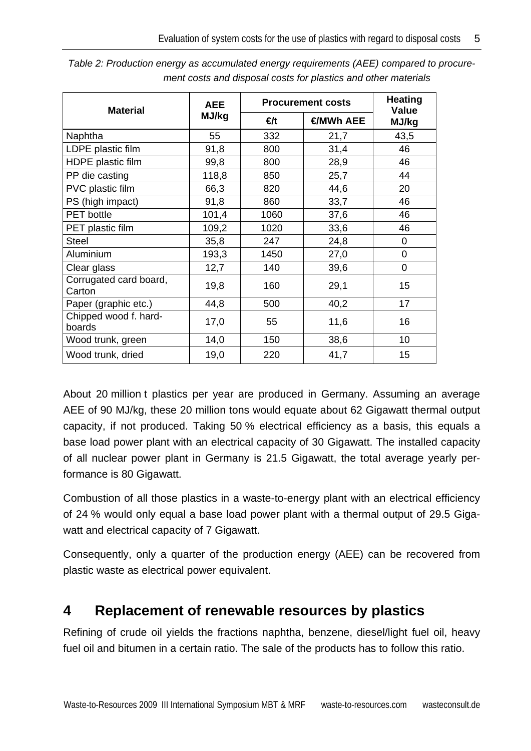*Table 2: Production energy as accumulated energy requirements (AEE) compared to procurement costs and disposal costs for plastics and other materials*

| Material | AEE MJ/kg | Procurement costs | | Heating Value MJ/kg |
|---|---|---|---|---|
| | | €/t | €/MWh AEE | |
| Naphtha | 55 | 332 | 21,7 | 43,5 |
| LDPE plastic film | 91,8 | 800 | 31,4 | 46 |
| HDPE plastic film | 99,8 | 800 | 28,9 | 46 |
| PP die casting | 118,8 | 850 | 25,7 | 44 |
| PVC plastic film | 66,3 | 820 | 44,6 | 20 |
| PS (high impact) | 91,8 | 860 | 33,7 | 46 |
| PET bottle | 101,4 | 1060 | 37,6 | 46 |
| PET plastic film | 109,2 | 1020 | 33,6 | 46 |
| Steel | 35,8 | 247 | 24,8 | 0 |
| Aluminium | 193,3 | 1450 | 27,0 | 0 |
| Clear glass | 12,7 | 140 | 39,6 | 0 |
| Corrugated card board, Carton | 19,8 | 160 | 29,1 | 15 |
| Paper (graphic etc.) | 44,8 | 500 | 40,2 | 17 |
| Chipped wood f. hardboards | 17,0 | 55 | 11,6 | 16 |
| Wood trunk, green | 14,0 | 150 | 38,6 | 10 |
| Wood trunk, dried | 19,0 | 220 | 41,7 | 15 |

About 20 million t plastics per year are produced in Germany. Assuming an average AEE of 90 MJ/kg, these 20 million tons would equate about 62 Gigawatt thermal output capacity, if not produced. Taking 50 % electrical efficiency as a basis, this equals a base load power plant with an electrical capacity of 30 Gigawatt. The installed capacity of all nuclear power plant in Germany is 21.5 Gigawatt, the total average yearly performance is 80 Gigawatt.

Combustion of all those plastics in a waste-to-energy plant with an electrical efficiency of 24 % would only equal a base load power plant with a thermal output of 29.5 Gigawatt and electrical capacity of 7 Gigawatt.

Consequently, only a quarter of the production energy (AEE) can be recovered from plastic waste as electrical power equivalent.

## 4 Replacement of renewable resources by plastics

Refining of crude oil yields the fractions naphtha, benzene, diesel/light fuel oil, heavy fuel oil and bitumen in a certain ratio. The sale of the products has to follow this ratio.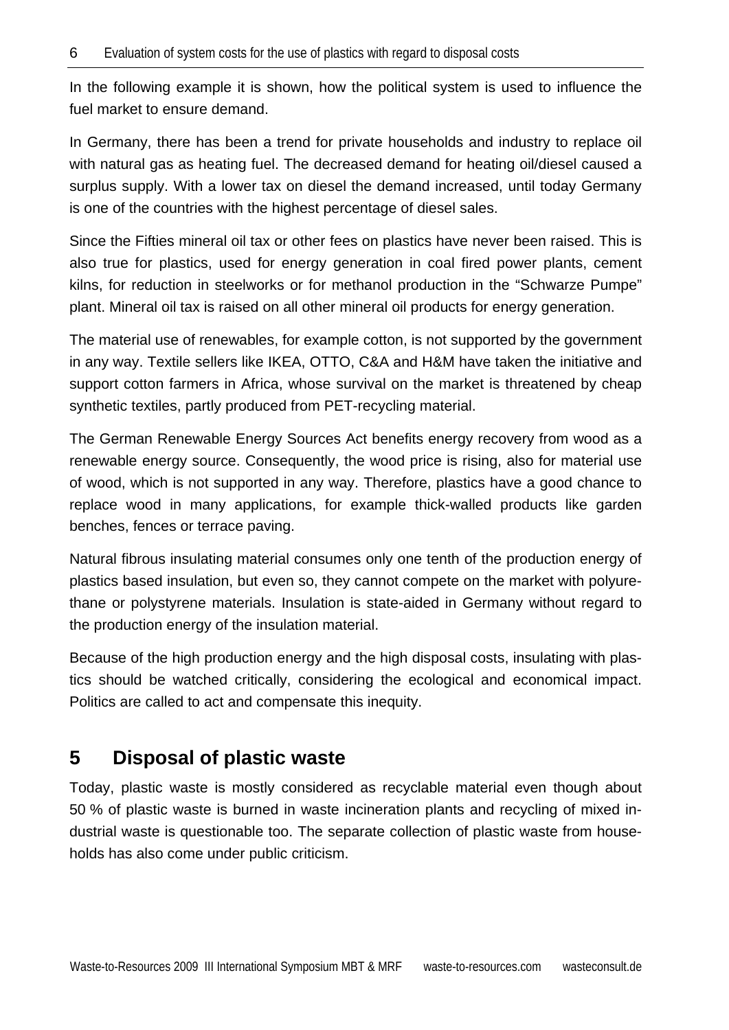In the following example it is shown, how the political system is used to influence the fuel market to ensure demand.

In Germany, there has been a trend for private households and industry to replace oil with natural gas as heating fuel. The decreased demand for heating oil/diesel caused a surplus supply. With a lower tax on diesel the demand increased, until today Germany is one of the countries with the highest percentage of diesel sales.

Since the Fifties mineral oil tax or other fees on plastics have never been raised. This is also true for plastics, used for energy generation in coal fired power plants, cement kilns, for reduction in steelworks or for methanol production in the "Schwarze Pumpe" plant. Mineral oil tax is raised on all other mineral oil products for energy generation.

The material use of renewables, for example cotton, is not supported by the government in any way. Textile sellers like IKEA, OTTO, C&A and H&M have taken the initiative and support cotton farmers in Africa, whose survival on the market is threatened by cheap synthetic textiles, partly produced from PET-recycling material.

The German Renewable Energy Sources Act benefits energy recovery from wood as a renewable energy source. Consequently, the wood price is rising, also for material use of wood, which is not supported in any way. Therefore, plastics have a good chance to replace wood in many applications, for example thick-walled products like garden benches, fences or terrace paving.

Natural fibrous insulating material consumes only one tenth of the production energy of plastics based insulation, but even so, they cannot compete on the market with polyurethane or polystyrene materials. Insulation is state-aided in Germany without regard to the production energy of the insulation material.

Because of the high production energy and the high disposal costs, insulating with plastics should be watched critically, considering the ecological and economical impact. Politics are called to act and compensate this inequity.

## 5 Disposal of plastic waste

Today, plastic waste is mostly considered as recyclable material even though about 50 % of plastic waste is burned in waste incineration plants and recycling of mixed industrial waste is questionable too. The separate collection of plastic waste from households has also come under public criticism.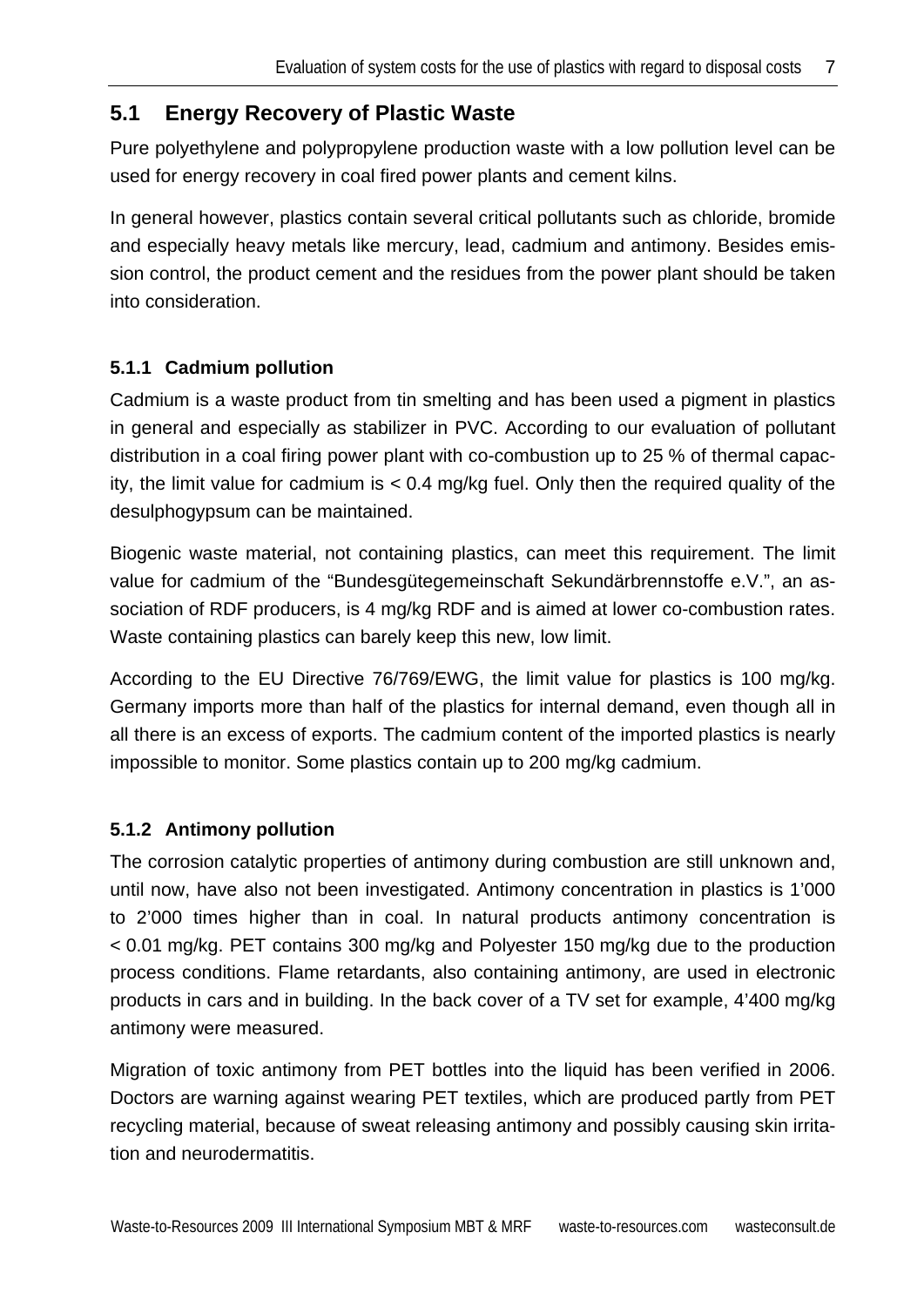## 5.1 Energy Recovery of Plastic Waste

Pure polyethylene and polypropylene production waste with a low pollution level can be used for energy recovery in coal fired power plants and cement kilns.

In general however, plastics contain several critical pollutants such as chloride, bromide and especially heavy metals like mercury, lead, cadmium and antimony. Besides emission control, the product cement and the residues from the power plant should be taken into consideration.

### 5.1.1 Cadmium pollution

Cadmium is a waste product from tin smelting and has been used a pigment in plastics in general and especially as stabilizer in PVC. According to our evaluation of pollutant distribution in a coal firing power plant with co-combustion up to 25 % of thermal capacity, the limit value for cadmium is < 0.4 mg/kg fuel. Only then the required quality of the desulphogypsum can be maintained.

Biogenic waste material, not containing plastics, can meet this requirement. The limit value for cadmium of the "Bundesgütegemeinschaft Sekundärbrennstoffe e.V.", an association of RDF producers, is 4 mg/kg RDF and is aimed at lower co-combustion rates. Waste containing plastics can barely keep this new, low limit.

According to the EU Directive 76/769/EWG, the limit value for plastics is 100 mg/kg. Germany imports more than half of the plastics for internal demand, even though all in all there is an excess of exports. The cadmium content of the imported plastics is nearly impossible to monitor. Some plastics contain up to 200 mg/kg cadmium.

### 5.1.2 Antimony pollution

The corrosion catalytic properties of antimony during combustion are still unknown and, until now, have also not been investigated. Antimony concentration in plastics is 1'000 to 2'000 times higher than in coal. In natural products antimony concentration is < 0.01 mg/kg. PET contains 300 mg/kg and Polyester 150 mg/kg due to the production process conditions. Flame retardants, also containing antimony, are used in electronic products in cars and in building. In the back cover of a TV set for example, 4'400 mg/kg antimony were measured.

Migration of toxic antimony from PET bottles into the liquid has been verified in 2006. Doctors are warning against wearing PET textiles, which are produced partly from PET recycling material, because of sweat releasing antimony and possibly causing skin irritation and neurodermatitis.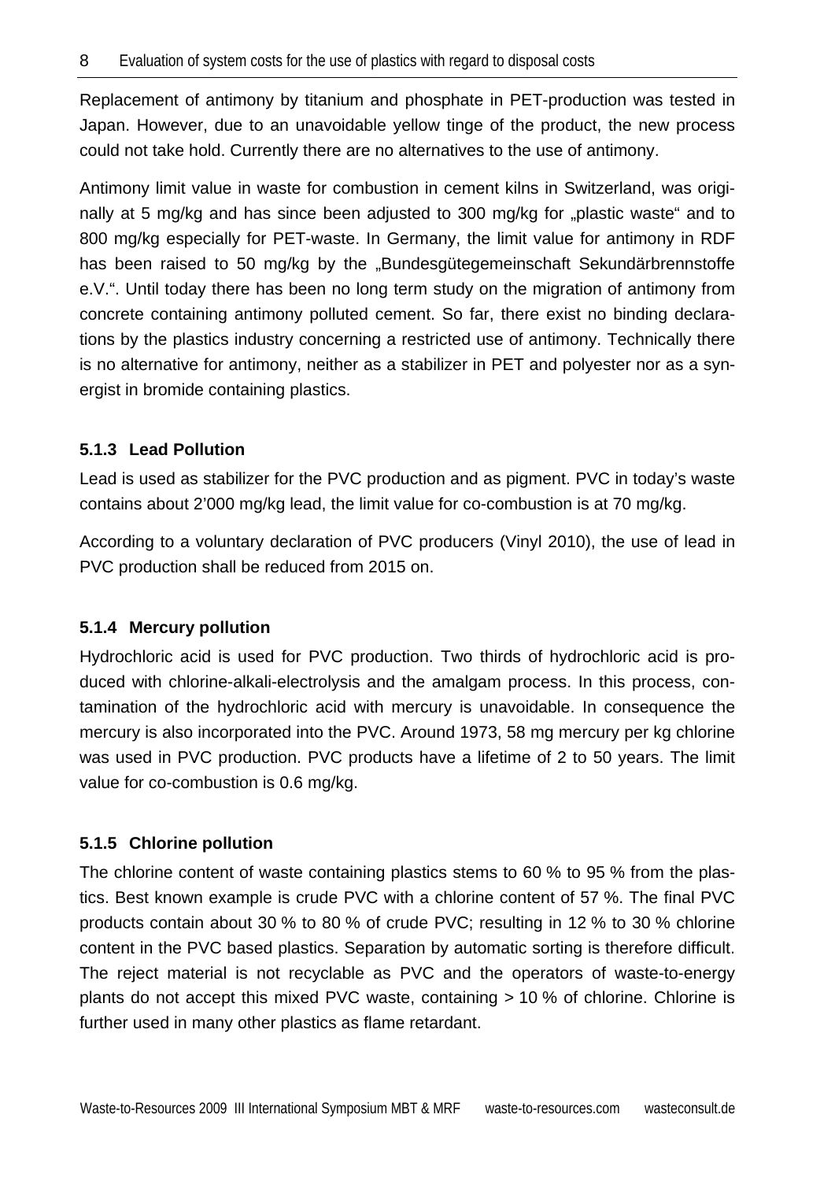Replacement of antimony by titanium and phosphate in PET-production was tested in Japan. However, due to an unavoidable yellow tinge of the product, the new process could not take hold. Currently there are no alternatives to the use of antimony.

Antimony limit value in waste for combustion in cement kilns in Switzerland, was originally at 5 mg/kg and has since been adjusted to 300 mg/kg for „plastic waste“ and to 800 mg/kg especially for PET-waste. In Germany, the limit value for antimony in RDF has been raised to 50 mg/kg by the „Bundesgütegemeinschaft Sekundärbrennstoffe e.V.“. Until today there has been no long term study on the migration of antimony from concrete containing antimony polluted cement. So far, there exist no binding declarations by the plastics industry concerning a restricted use of antimony. Technically there is no alternative for antimony, neither as a stabilizer in PET and polyester nor as a synergist in bromide containing plastics.

### 5.1.3 Lead Pollution

Lead is used as stabilizer for the PVC production and as pigment. PVC in today's waste contains about 2'000 mg/kg lead, the limit value for co-combustion is at 70 mg/kg.

According to a voluntary declaration of PVC producers (Vinyl 2010), the use of lead in PVC production shall be reduced from 2015 on.

### 5.1.4 Mercury pollution

Hydrochloric acid is used for PVC production. Two thirds of hydrochloric acid is produced with chlorine-alkali-electrolysis and the amalgam process. In this process, contamination of the hydrochloric acid with mercury is unavoidable. In consequence the mercury is also incorporated into the PVC. Around 1973, 58 mg mercury per kg chlorine was used in PVC production. PVC products have a lifetime of 2 to 50 years. The limit value for co-combustion is 0.6 mg/kg.

### 5.1.5 Chlorine pollution

The chlorine content of waste containing plastics stems to 60 % to 95 % from the plastics. Best known example is crude PVC with a chlorine content of 57 %. The final PVC products contain about 30 % to 80 % of crude PVC; resulting in 12 % to 30 % chlorine content in the PVC based plastics. Separation by automatic sorting is therefore difficult. The reject material is not recyclable as PVC and the operators of waste-to-energy plants do not accept this mixed PVC waste, containing > 10 % of chlorine. Chlorine is further used in many other plastics as flame retardant.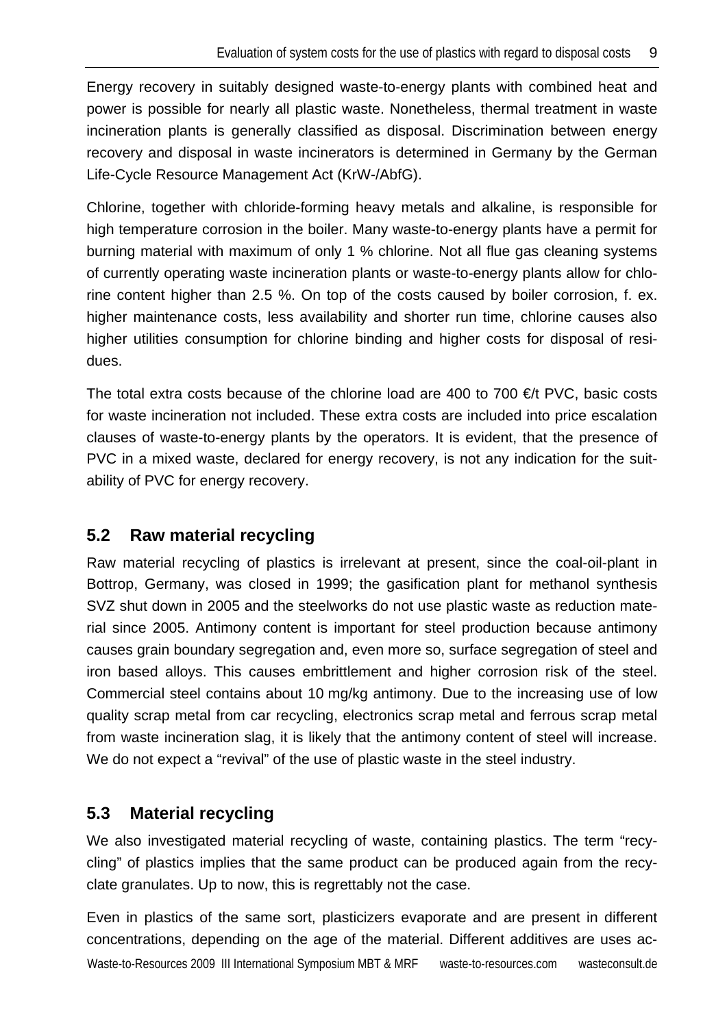Energy recovery in suitably designed waste-to-energy plants with combined heat and power is possible for nearly all plastic waste. Nonetheless, thermal treatment in waste incineration plants is generally classified as disposal. Discrimination between energy recovery and disposal in waste incinerators is determined in Germany by the German Life-Cycle Resource Management Act (KrW-/AbfG).

Chlorine, together with chloride-forming heavy metals and alkaline, is responsible for high temperature corrosion in the boiler. Many waste-to-energy plants have a permit for burning material with maximum of only 1 % chlorine. Not all flue gas cleaning systems of currently operating waste incineration plants or waste-to-energy plants allow for chlorine content higher than 2.5 %. On top of the costs caused by boiler corrosion, f. ex. higher maintenance costs, less availability and shorter run time, chlorine causes also higher utilities consumption for chlorine binding and higher costs for disposal of residues.

The total extra costs because of the chlorine load are 400 to 700 €/t PVC, basic costs for waste incineration not included. These extra costs are included into price escalation clauses of waste-to-energy plants by the operators. It is evident, that the presence of PVC in a mixed waste, declared for energy recovery, is not any indication for the suitability of PVC for energy recovery.

## 5.2 Raw material recycling

Raw material recycling of plastics is irrelevant at present, since the coal-oil-plant in Bottrop, Germany, was closed in 1999; the gasification plant for methanol synthesis SVZ shut down in 2005 and the steelworks do not use plastic waste as reduction material since 2005. Antimony content is important for steel production because antimony causes grain boundary segregation and, even more so, surface segregation of steel and iron based alloys. This causes embrittlement and higher corrosion risk of the steel. Commercial steel contains about 10 mg/kg antimony. Due to the increasing use of low quality scrap metal from car recycling, electronics scrap metal and ferrous scrap metal from waste incineration slag, it is likely that the antimony content of steel will increase. We do not expect a "revival" of the use of plastic waste in the steel industry.

## 5.3 Material recycling

We also investigated material recycling of waste, containing plastics. The term "recycling" of plastics implies that the same product can be produced again from the recyclate granulates. Up to now, this is regrettably not the case.

Even in plastics of the same sort, plasticizers evaporate and are present in different concentrations, depending on the age of the material. Different additives are uses ac-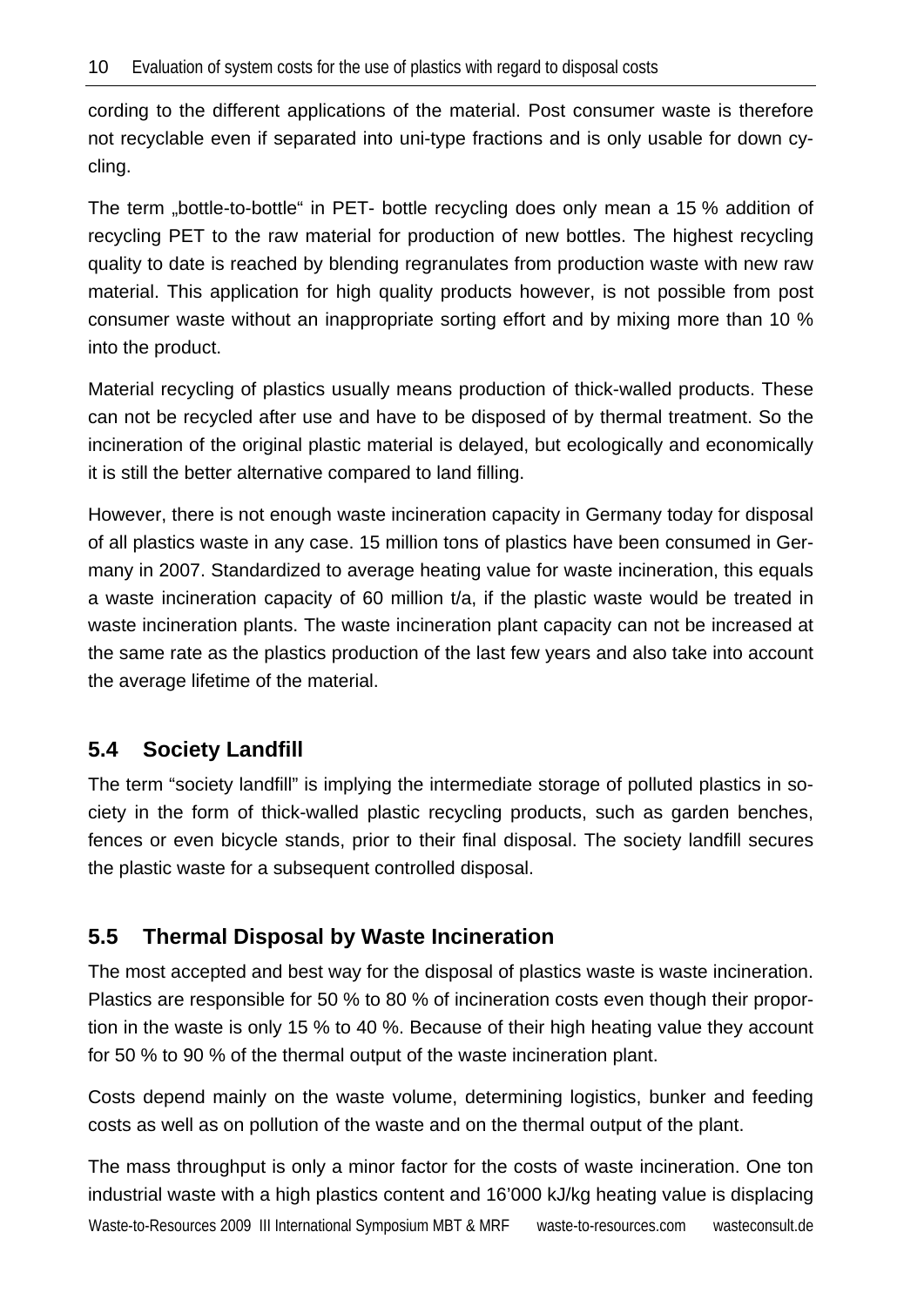cording to the different applications of the material. Post consumer waste is therefore not recyclable even if separated into uni-type fractions and is only usable for down cycling.

The term „bottle-to-bottle“ in PET- bottle recycling does only mean a 15 % addition of recycling PET to the raw material for production of new bottles. The highest recycling quality to date is reached by blending regranulates from production waste with new raw material. This application for high quality products however, is not possible from post consumer waste without an inappropriate sorting effort and by mixing more than 10 % into the product.

Material recycling of plastics usually means production of thick-walled products. These can not be recycled after use and have to be disposed of by thermal treatment. So the incineration of the original plastic material is delayed, but ecologically and economically it is still the better alternative compared to land filling.

However, there is not enough waste incineration capacity in Germany today for disposal of all plastics waste in any case. 15 million tons of plastics have been consumed in Germany in 2007. Standardized to average heating value for waste incineration, this equals a waste incineration capacity of 60 million t/a, if the plastic waste would be treated in waste incineration plants. The waste incineration plant capacity can not be increased at the same rate as the plastics production of the last few years and also take into account the average lifetime of the material.

## 5.4 Society Landfill

The term “society landfill” is implying the intermediate storage of polluted plastics in society in the form of thick-walled plastic recycling products, such as garden benches, fences or even bicycle stands, prior to their final disposal. The society landfill secures the plastic waste for a subsequent controlled disposal.

## 5.5 Thermal Disposal by Waste Incineration

The most accepted and best way for the disposal of plastics waste is waste incineration. Plastics are responsible for 50 % to 80 % of incineration costs even though their proportion in the waste is only 15 % to 40 %. Because of their high heating value they account for 50 % to 90 % of the thermal output of the waste incineration plant.

Costs depend mainly on the waste volume, determining logistics, bunker and feeding costs as well as on pollution of the waste and on the thermal output of the plant.

The mass throughput is only a minor factor for the costs of waste incineration. One ton industrial waste with a high plastics content and 16’000 kJ/kg heating value is displacing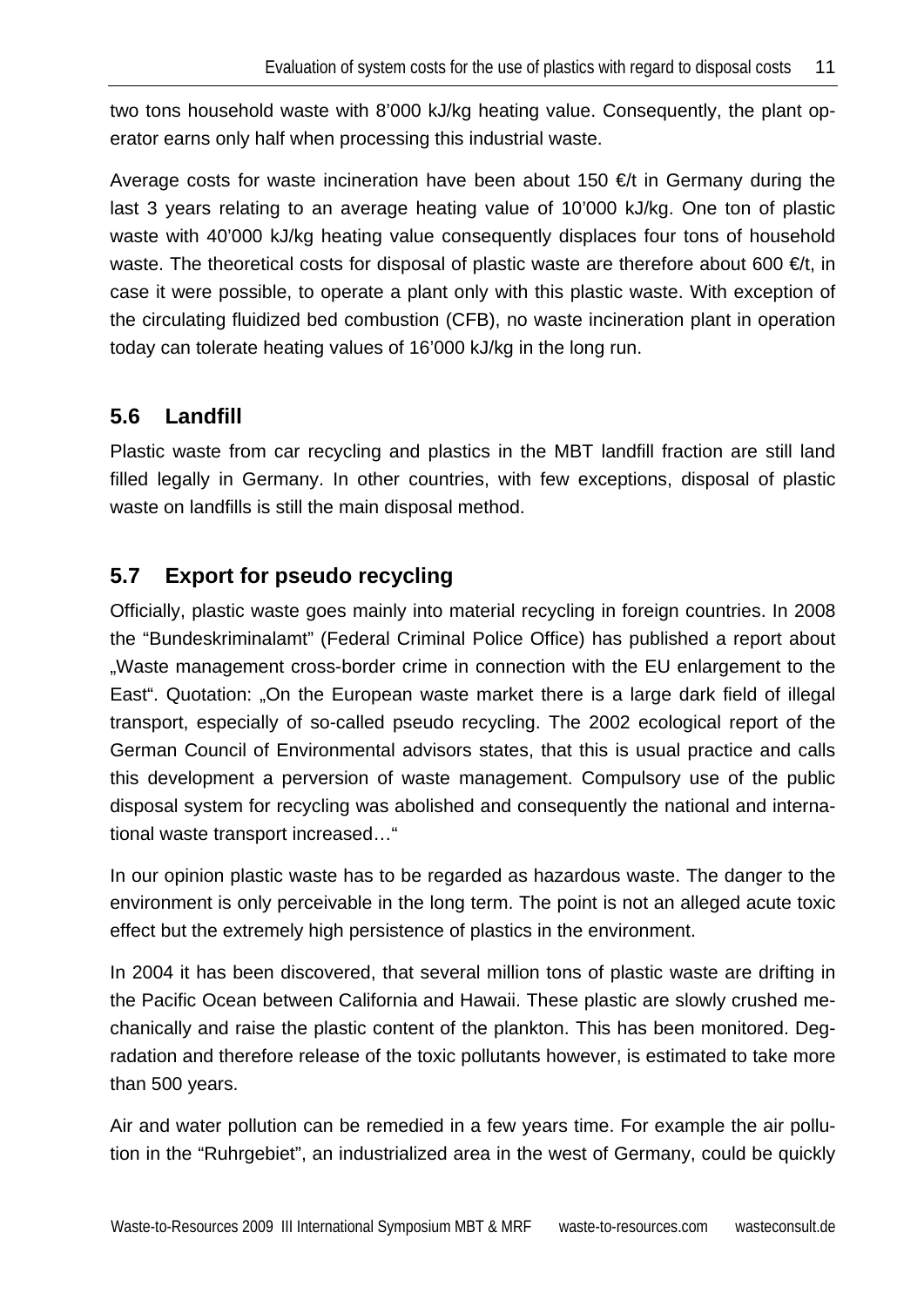two tons household waste with 8'000 kJ/kg heating value. Consequently, the plant operator earns only half when processing this industrial waste.

Average costs for waste incineration have been about 150 €/t in Germany during the last 3 years relating to an average heating value of 10'000 kJ/kg. One ton of plastic waste with 40'000 kJ/kg heating value consequently displaces four tons of household waste. The theoretical costs for disposal of plastic waste are therefore about 600 €/t, in case it were possible, to operate a plant only with this plastic waste. With exception of the circulating fluidized bed combustion (CFB), no waste incineration plant in operation today can tolerate heating values of 16'000 kJ/kg in the long run.

## 5.6 Landfill

Plastic waste from car recycling and plastics in the MBT landfill fraction are still land filled legally in Germany. In other countries, with few exceptions, disposal of plastic waste on landfills is still the main disposal method.

## 5.7 Export for pseudo recycling

Officially, plastic waste goes mainly into material recycling in foreign countries. In 2008 the "Bundeskriminalamt" (Federal Criminal Police Office) has published a report about „Waste management cross-border crime in connection with the EU enlargement to the East". Quotation: „On the European waste market there is a large dark field of illegal transport, especially of so-called pseudo recycling. The 2002 ecological report of the German Council of Environmental advisors states, that this is usual practice and calls this development a perversion of waste management. Compulsory use of the public disposal system for recycling was abolished and consequently the national and international waste transport increased…"

In our opinion plastic waste has to be regarded as hazardous waste. The danger to the environment is only perceivable in the long term. The point is not an alleged acute toxic effect but the extremely high persistence of plastics in the environment.

In 2004 it has been discovered, that several million tons of plastic waste are drifting in the Pacific Ocean between California and Hawaii. These plastic are slowly crushed mechanically and raise the plastic content of the plankton. This has been monitored. Degradation and therefore release of the toxic pollutants however, is estimated to take more than 500 years.

Air and water pollution can be remedied in a few years time. For example the air pollution in the "Ruhrgebiet", an industrialized area in the west of Germany, could be quickly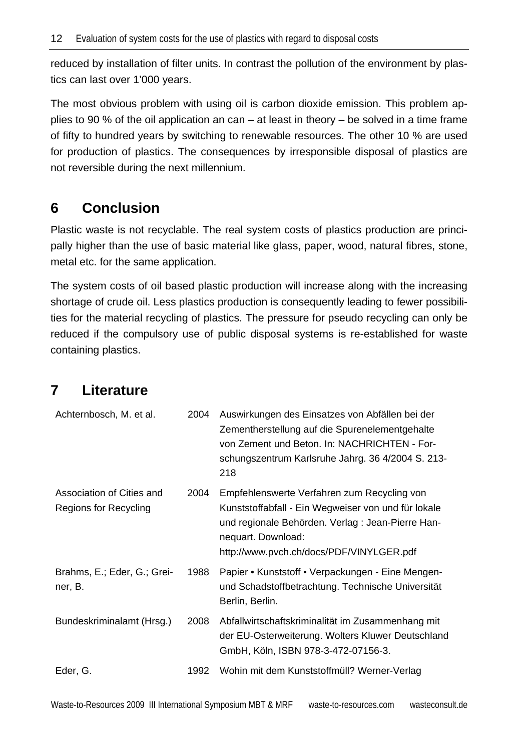reduced by installation of filter units. In contrast the pollution of the environment by plastics can last over 1'000 years.

The most obvious problem with using oil is carbon dioxide emission. This problem applies to 90 % of the oil application an can – at least in theory – be solved in a time frame of fifty to hundred years by switching to renewable resources. The other 10 % are used for production of plastics. The consequences by irresponsible disposal of plastics are not reversible during the next millennium.

## 6 Conclusion

Plastic waste is not recyclable. The real system costs of plastics production are principally higher than the use of basic material like glass, paper, wood, natural fibres, stone, metal etc. for the same application.

The system costs of oil based plastic production will increase along with the increasing shortage of crude oil. Less plastics production is consequently leading to fewer possibilities for the material recycling of plastics. The pressure for pseudo recycling can only be reduced if the compulsory use of public disposal systems is re-established for waste containing plastics.

## 7 Literature

| | | |
|---|---|---|
| Achternbosch, M. et al. | 2004 | Auswirkungen des Einsatzes von Abfällen bei der Zementherstellung auf die Spurenelementgehalte von Zement und Beton. In: NACHRICHTEN - Forschungszentrum Karlsruhe Jahrg. 36 4/2004 S. 213-218 |
| Association of Cities and Regions for Recycling | 2004 | Empfehlenswerte Verfahren zum Recycling von Kunststoffabfall - Ein Wegweiser von und für lokale und regionale Behörden. Verlag : Jean-Pierre Hannequart. Download: http://www.pvch.ch/docs/PDF/VINYLGER.pdf |
| Brahms, E.; Eder, G.; Greiner, B. | 1988 | Papier • Kunststoff • Verpackungen - Eine Mengen- und Schadstoffbetrachtung. Technische Universität Berlin, Berlin. |
| Bundeskriminalamt (Hrsg.) | 2008 | Abfallwirtschaftskriminalität im Zusammenhang mit der EU-Osterweiterung. Wolters Kluwer Deutschland GmbH, Köln, ISBN 978-3-472-07156-3. |
| Eder, G. | 1992 | Wohin mit dem Kunststoffmüll? Werner-Verlag |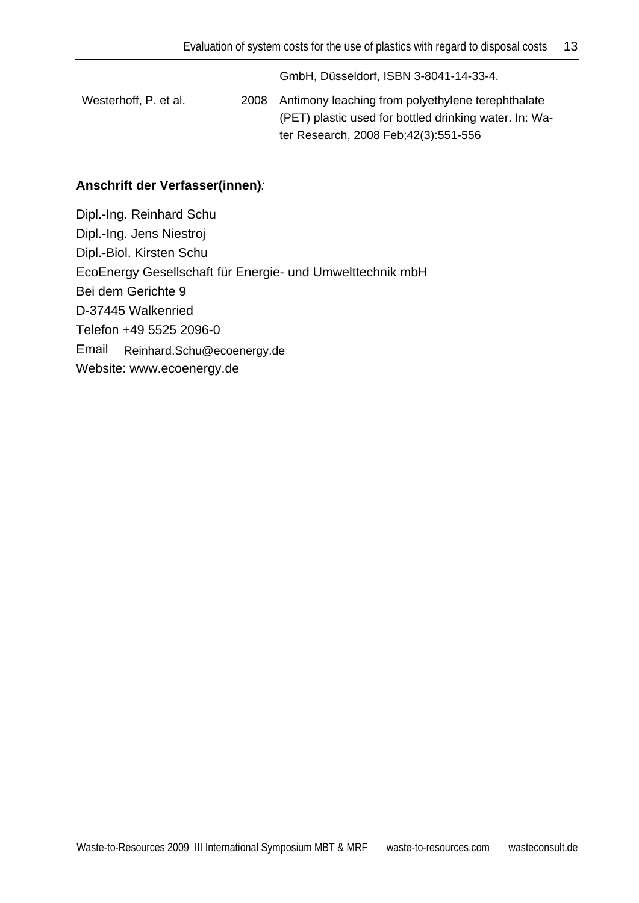| | | |
|---|---|---|
| | | GmbH, Düsseldorf, ISBN 3-8041-14-33-4. |
| Westerhoff, P. et al. | 2008 | Antimony leaching from polyethylene terephthalate (PET) plastic used for bottled drinking water. In: Water Research, 2008 Feb;42(3):551-556 |

**Anschrift der Verfasser(innen)**:

Dipl.-Ing. Reinhard Schu
Dipl.-Ing. Jens Niestroj
Dipl.-Biol. Kirsten Schu
EcoEnergy Gesellschaft für Energie- und Umwelttechnik mbH
Bei dem Gerichte 9
D-37445 Walkenried
Telefon +49 5525 2096-0
Email Reinhard.Schu@ecoenergy.de
Website: www.ecoenergy.de